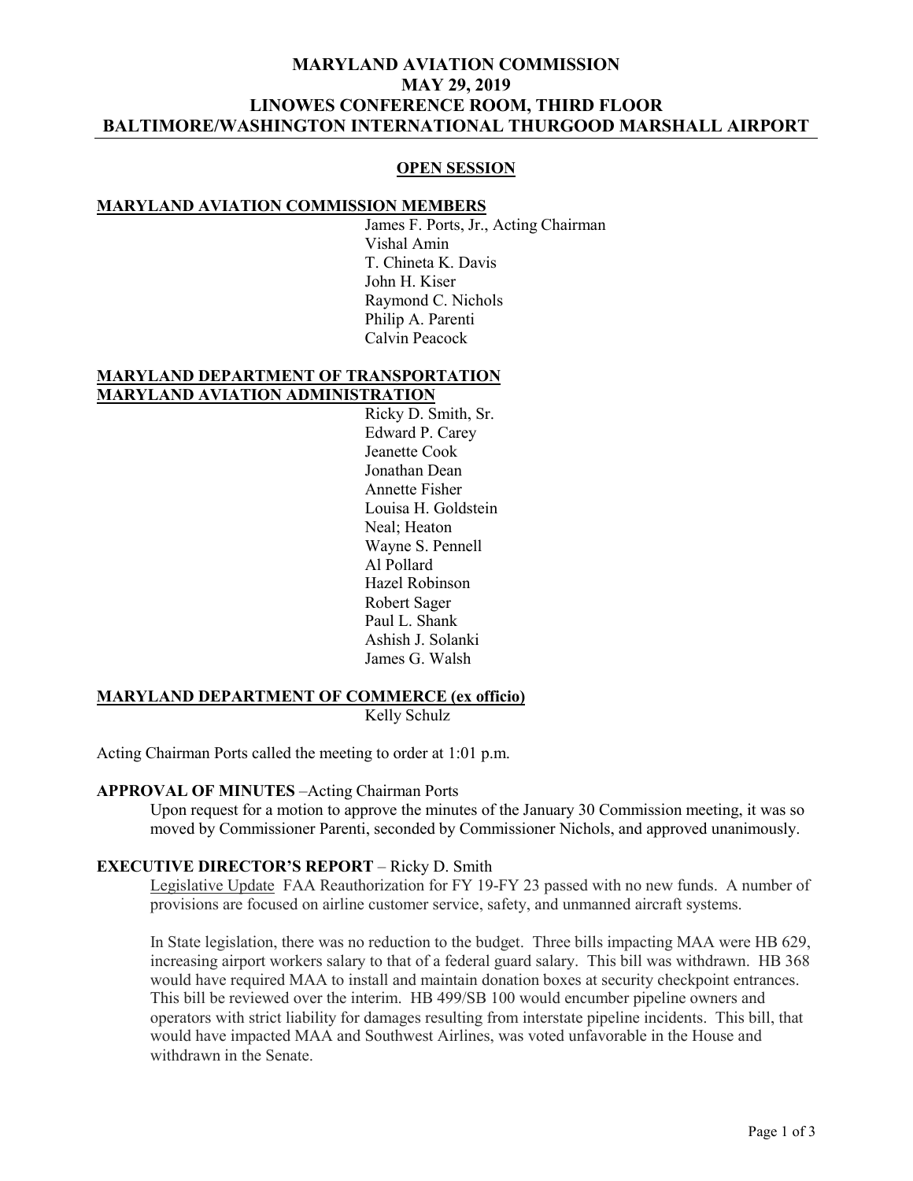# MARYLAND AVIATION COMMISSION
# MAY 29, 2019
# LINOWES CONFERENCE ROOM, THIRD FLOOR
# BALTIMORE/WASHINGTON INTERNATIONAL THURGOOD MARSHALL AIRPORT

## OPEN SESSION

**MARYLAND AVIATION COMMISSION MEMBERS**

James F. Ports, Jr., Acting Chairman
Vishal Amin
T. Chineta K. Davis
John H. Kiser
Raymond C. Nichols
Philip A. Parenti
Calvin Peacock

**MARYLAND DEPARTMENT OF TRANSPORTATION**
**MARYLAND AVIATION ADMINISTRATION**

Ricky D. Smith, Sr.
Edward P. Carey
Jeanette Cook
Jonathan Dean
Annette Fisher
Louisa H. Goldstein
Neal; Heaton
Wayne S. Pennell
Al Pollard
Hazel Robinson
Robert Sager
Paul L. Shank
Ashish J. Solanki
James G. Walsh

**MARYLAND DEPARTMENT OF COMMERCE (ex officio)**

Kelly Schulz

Acting Chairman Ports called the meeting to order at 1:01 p.m.

**APPROVAL OF MINUTES** –Acting Chairman Ports

Upon request for a motion to approve the minutes of the January 30 Commission meeting, it was so moved by Commissioner Parenti, seconded by Commissioner Nichols, and approved unanimously.

**EXECUTIVE DIRECTOR'S REPORT** – Ricky D. Smith

Legislative Update FAA Reauthorization for FY 19-FY 23 passed with no new funds. A number of provisions are focused on airline customer service, safety, and unmanned aircraft systems.

In State legislation, there was no reduction to the budget. Three bills impacting MAA were HB 629, increasing airport workers salary to that of a federal guard salary. This bill was withdrawn. HB 368 would have required MAA to install and maintain donation boxes at security checkpoint entrances. This bill be reviewed over the interim. HB 499/SB 100 would encumber pipeline owners and operators with strict liability for damages resulting from interstate pipeline incidents. This bill, that would have impacted MAA and Southwest Airlines, was voted unfavorable in the House and withdrawn in the Senate.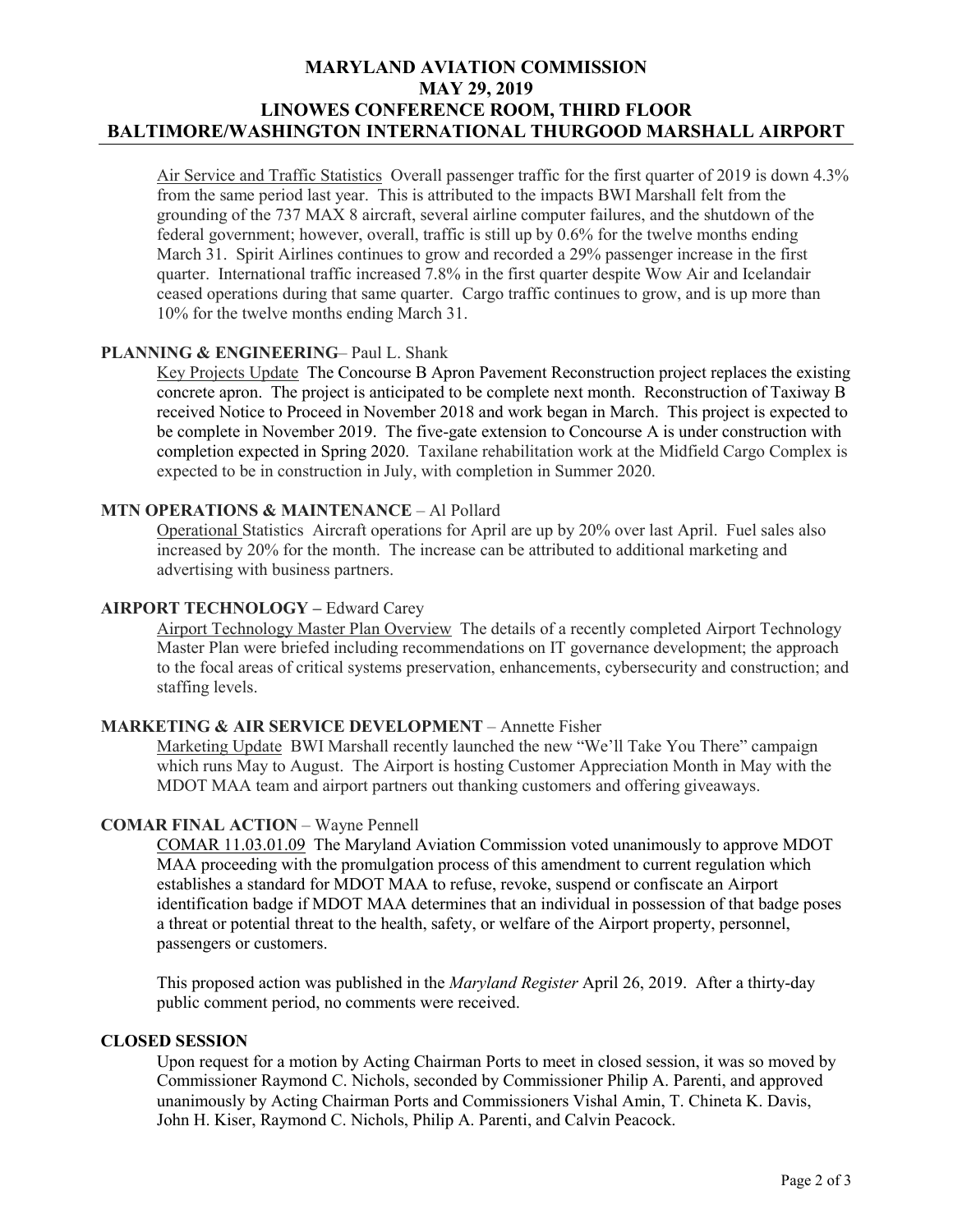Air Service and Traffic Statistics Overall passenger traffic for the first quarter of 2019 is down 4.3% from the same period last year. This is attributed to the impacts BWI Marshall felt from the grounding of the 737 MAX 8 aircraft, several airline computer failures, and the shutdown of the federal government; however, overall, traffic is still up by 0.6% for the twelve months ending March 31. Spirit Airlines continues to grow and recorded a 29% passenger increase in the first quarter. International traffic increased 7.8% in the first quarter despite Wow Air and Icelandair ceased operations during that same quarter. Cargo traffic continues to grow, and is up more than 10% for the twelve months ending March 31.

**PLANNING & ENGINEERING**– Paul L. Shank

Key Projects Update The Concourse B Apron Pavement Reconstruction project replaces the existing concrete apron. The project is anticipated to be complete next month. Reconstruction of Taxiway B received Notice to Proceed in November 2018 and work began in March. This project is expected to be complete in November 2019. The five-gate extension to Concourse A is under construction with completion expected in Spring 2020. Taxilane rehabilitation work at the Midfield Cargo Complex is expected to be in construction in July, with completion in Summer 2020.

**MTN OPERATIONS & MAINTENANCE** – Al Pollard

Operational Statistics Aircraft operations for April are up by 20% over last April. Fuel sales also increased by 20% for the month. The increase can be attributed to additional marketing and advertising with business partners.

**AIRPORT TECHNOLOGY –** Edward Carey

Airport Technology Master Plan Overview The details of a recently completed Airport Technology Master Plan were briefed including recommendations on IT governance development; the approach to the focal areas of critical systems preservation, enhancements, cybersecurity and construction; and staffing levels.

**MARKETING & AIR SERVICE DEVELOPMENT** – Annette Fisher

Marketing Update BWI Marshall recently launched the new "We'll Take You There" campaign which runs May to August. The Airport is hosting Customer Appreciation Month in May with the MDOT MAA team and airport partners out thanking customers and offering giveaways.

**COMAR FINAL ACTION** – Wayne Pennell

COMAR 11.03.01.09 The Maryland Aviation Commission voted unanimously to approve MDOT MAA proceeding with the promulgation process of this amendment to current regulation which establishes a standard for MDOT MAA to refuse, revoke, suspend or confiscate an Airport identification badge if MDOT MAA determines that an individual in possession of that badge poses a threat or potential threat to the health, safety, or welfare of the Airport property, personnel, passengers or customers.

This proposed action was published in the *Maryland Register* April 26, 2019. After a thirty-day public comment period, no comments were received.

**CLOSED SESSION**

Upon request for a motion by Acting Chairman Ports to meet in closed session, it was so moved by Commissioner Raymond C. Nichols, seconded by Commissioner Philip A. Parenti, and approved unanimously by Acting Chairman Ports and Commissioners Vishal Amin, T. Chineta K. Davis, John H. Kiser, Raymond C. Nichols, Philip A. Parenti, and Calvin Peacock.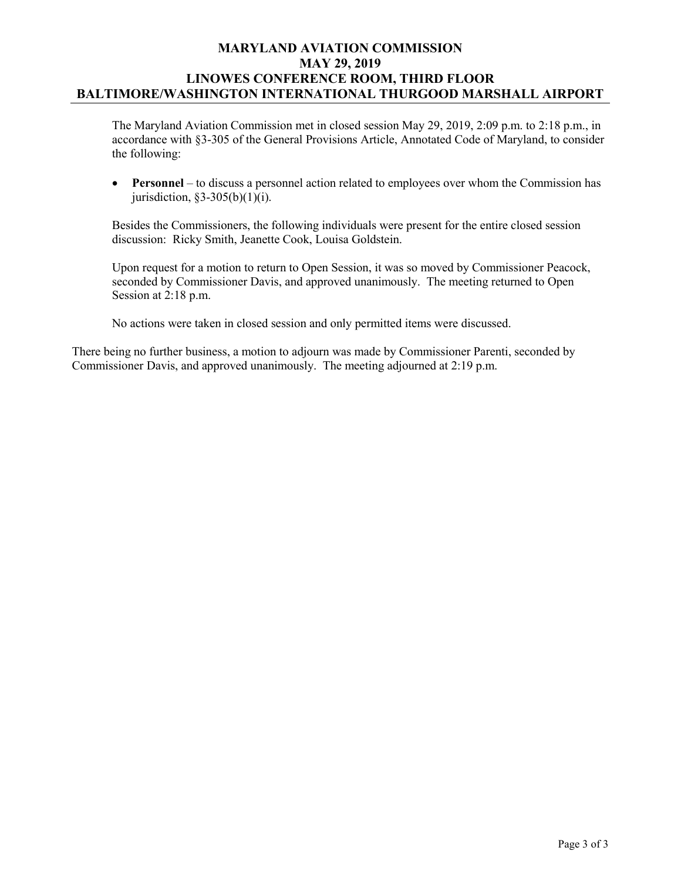**MARYLAND AVIATION COMMISSION**
**MAY 29, 2019**
**LINOWES CONFERENCE ROOM, THIRD FLOOR**
**BALTIMORE/WASHINGTON INTERNATIONAL THURGOOD MARSHALL AIRPORT**

The Maryland Aviation Commission met in closed session May 29, 2019, 2:09 p.m. to 2:18 p.m., in accordance with §3-305 of the General Provisions Article, Annotated Code of Maryland, to consider the following:

- **Personnel** – to discuss a personnel action related to employees over whom the Commission has jurisdiction, §3-305(b)(1)(i).

Besides the Commissioners, the following individuals were present for the entire closed session discussion: Ricky Smith, Jeanette Cook, Louisa Goldstein.

Upon request for a motion to return to Open Session, it was so moved by Commissioner Peacock, seconded by Commissioner Davis, and approved unanimously. The meeting returned to Open Session at 2:18 p.m.

No actions were taken in closed session and only permitted items were discussed.

There being no further business, a motion to adjourn was made by Commissioner Parenti, seconded by Commissioner Davis, and approved unanimously. The meeting adjourned at 2:19 p.m.